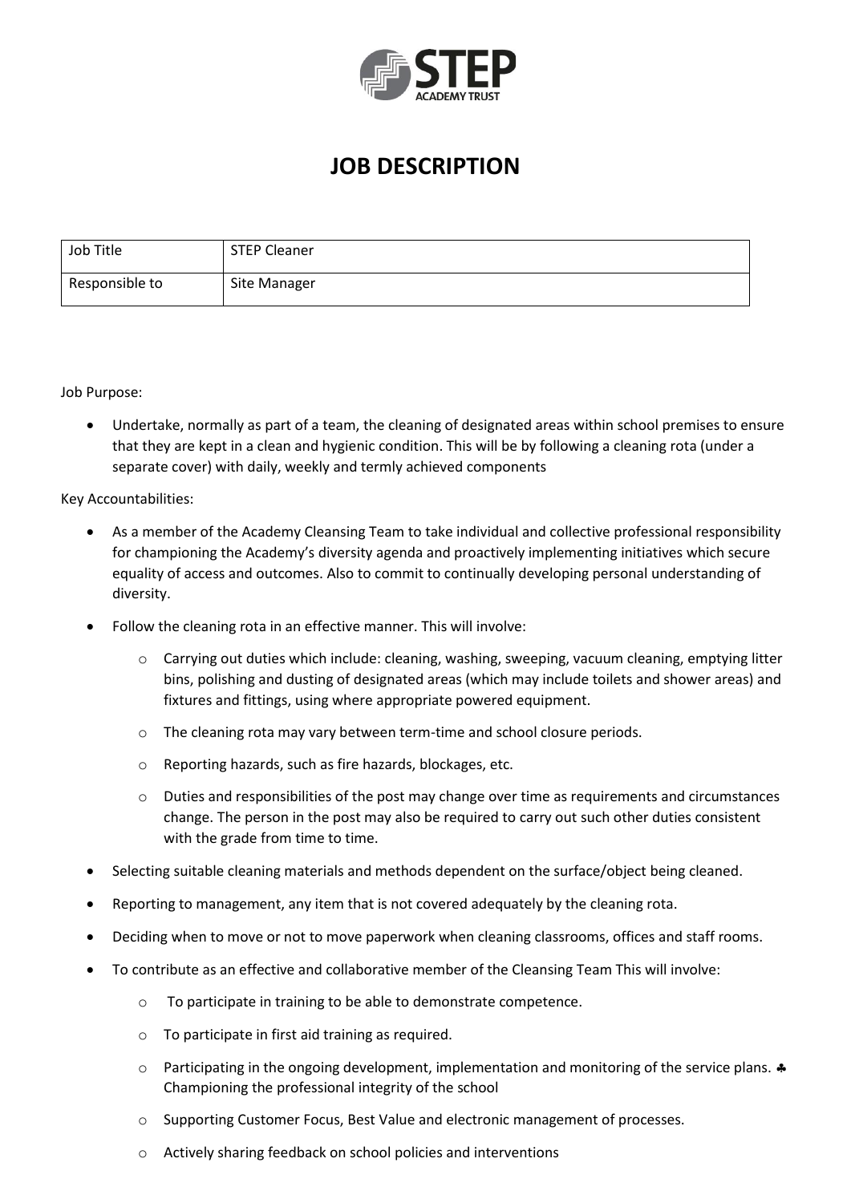STEP ACADEMY TRUST

# JOB DESCRIPTION

| | |
|---|---|
| Job Title | STEP Cleaner |
| Responsible to | Site Manager |

Job Purpose:

- Undertake, normally as part of a team, the cleaning of designated areas within school premises to ensure that they are kept in a clean and hygienic condition. This will be by following a cleaning rota (under a separate cover) with daily, weekly and termly achieved components

Key Accountabilities:

- As a member of the Academy Cleansing Team to take individual and collective professional responsibility for championing the Academy's diversity agenda and proactively implementing initiatives which secure equality of access and outcomes. Also to commit to continually developing personal understanding of diversity.
- Follow the cleaning rota in an effective manner. This will involve:
  - Carrying out duties which include: cleaning, washing, sweeping, vacuum cleaning, emptying litter bins, polishing and dusting of designated areas (which may include toilets and shower areas) and fixtures and fittings, using where appropriate powered equipment.
  - The cleaning rota may vary between term-time and school closure periods.
  - Reporting hazards, such as fire hazards, blockages, etc.
  - Duties and responsibilities of the post may change over time as requirements and circumstances change. The person in the post may also be required to carry out such other duties consistent with the grade from time to time.
- Selecting suitable cleaning materials and methods dependent on the surface/object being cleaned.
- Reporting to management, any item that is not covered adequately by the cleaning rota.
- Deciding when to move or not to move paperwork when cleaning classrooms, offices and staff rooms.
- To contribute as an effective and collaborative member of the Cleansing Team This will involve:
  - To participate in training to be able to demonstrate competence.
  - To participate in first aid training as required.
  - Participating in the ongoing development, implementation and monitoring of the service plans. ♣ Championing the professional integrity of the school
  - Supporting Customer Focus, Best Value and electronic management of processes.
  - Actively sharing feedback on school policies and interventions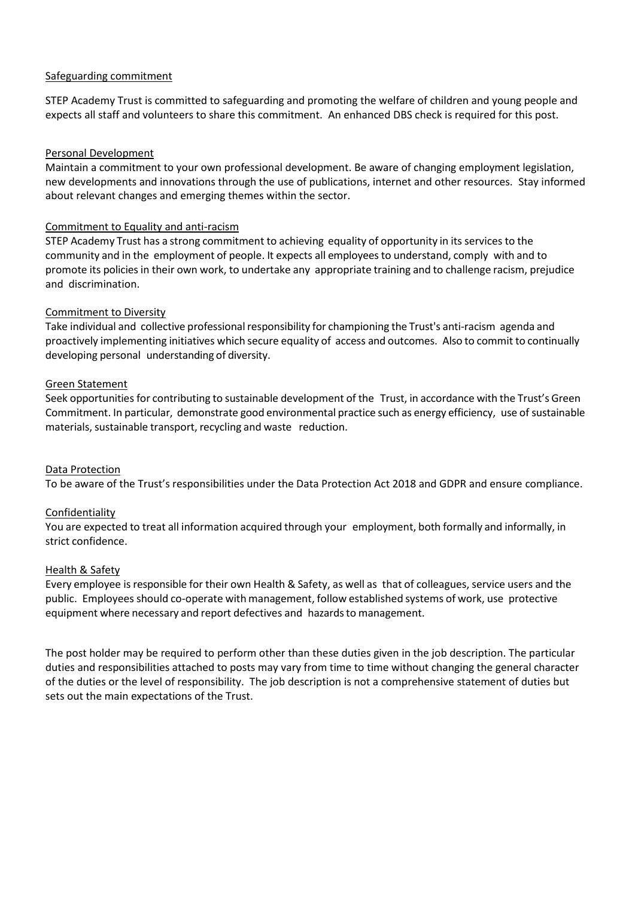## Safeguarding commitment

STEP Academy Trust is committed to safeguarding and promoting the welfare of children and young people and expects all staff and volunteers to share this commitment. An enhanced DBS check is required for this post.

## Personal Development

Maintain a commitment to your own professional development. Be aware of changing employment legislation, new developments and innovations through the use of publications, internet and other resources. Stay informed about relevant changes and emerging themes within the sector.

## Commitment to Equality and anti-racism

STEP Academy Trust has a strong commitment to achieving equality of opportunity in its services to the community and in the employment of people. It expects all employees to understand, comply with and to promote its policies in their own work, to undertake any appropriate training and to challenge racism, prejudice and discrimination.

## Commitment to Diversity

Take individual and collective professional responsibility for championing the Trust's anti-racism agenda and proactively implementing initiatives which secure equality of access and outcomes. Also to commit to continually developing personal understanding of diversity.

## Green Statement

Seek opportunities for contributing to sustainable development of the Trust, in accordance with the Trust's Green Commitment. In particular, demonstrate good environmental practice such as energy efficiency, use of sustainable materials, sustainable transport, recycling and waste reduction.

## Data Protection

To be aware of the Trust's responsibilities under the Data Protection Act 2018 and GDPR and ensure compliance.

## Confidentiality

You are expected to treat all information acquired through your employment, both formally and informally, in strict confidence.

## Health & Safety

Every employee is responsible for their own Health & Safety, as well as that of colleagues, service users and the public. Employees should co-operate with management, follow established systems of work, use protective equipment where necessary and report defectives and hazards to management.

The post holder may be required to perform other than these duties given in the job description. The particular duties and responsibilities attached to posts may vary from time to time without changing the general character of the duties or the level of responsibility. The job description is not a comprehensive statement of duties but sets out the main expectations of the Trust.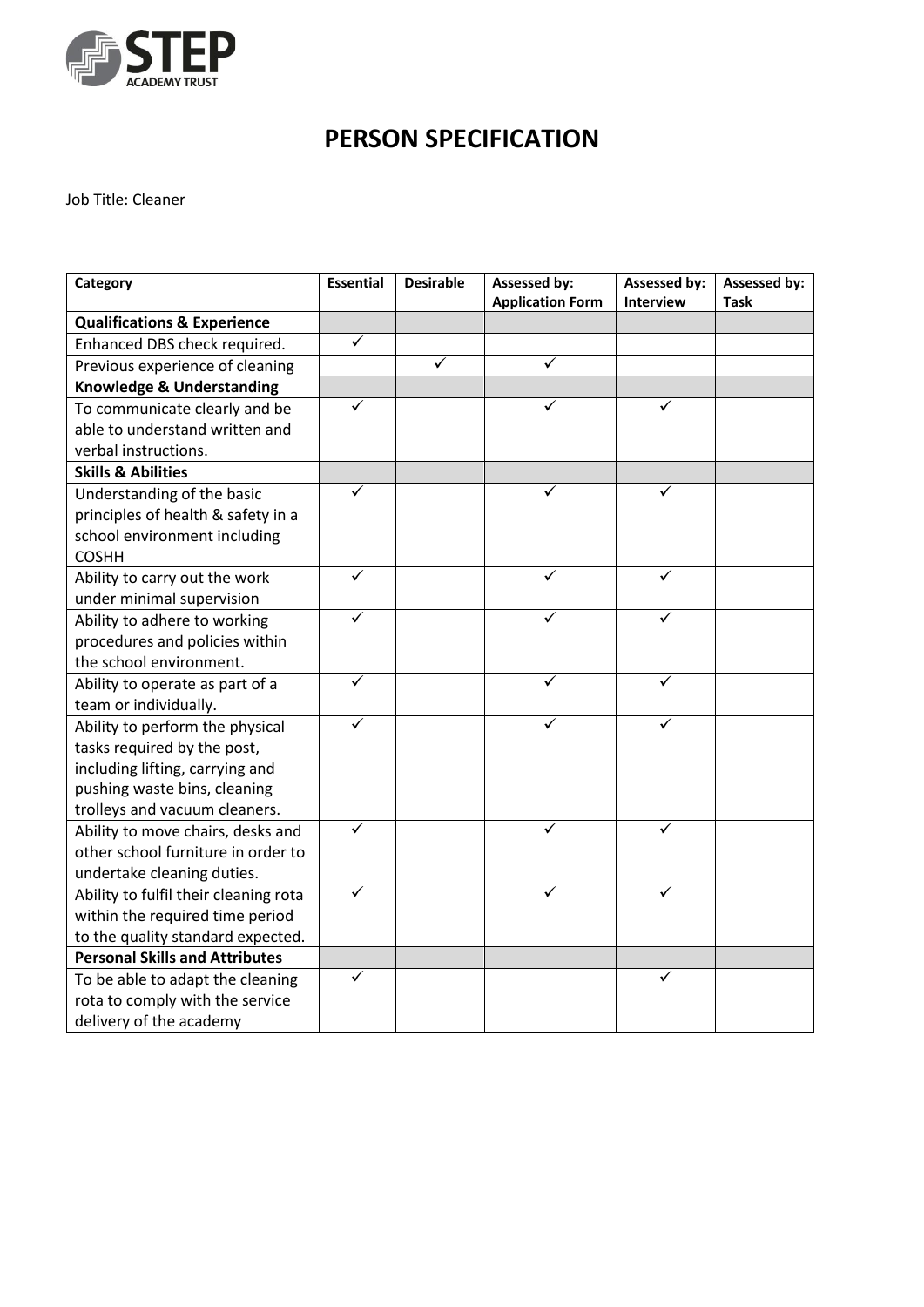STEP ACADEMY TRUST

# PERSON SPECIFICATION

Job Title: Cleaner

| Category | Essential | Desirable | Assessed by: Application Form | Assessed by: Interview | Assessed by: Task |
|---|---|---|---|---|---|
| **Qualifications & Experience** | | | | | |
| Enhanced DBS check required. | ✓ | | | | |
| Previous experience of cleaning | | ✓ | ✓ | | |
| **Knowledge & Understanding** | | | | | |
| To communicate clearly and be able to understand written and verbal instructions. | ✓ | | ✓ | ✓ | |
| **Skills & Abilities** | | | | | |
| Understanding of the basic principles of health & safety in a school environment including COSHH | ✓ | | ✓ | ✓ | |
| Ability to carry out the work under minimal supervision | ✓ | | ✓ | ✓ | |
| Ability to adhere to working procedures and policies within the school environment. | ✓ | | ✓ | ✓ | |
| Ability to operate as part of a team or individually. | ✓ | | ✓ | ✓ | |
| Ability to perform the physical tasks required by the post, including lifting, carrying and pushing waste bins, cleaning trolleys and vacuum cleaners. | ✓ | | ✓ | ✓ | |
| Ability to move chairs, desks and other school furniture in order to undertake cleaning duties. | ✓ | | ✓ | ✓ | |
| Ability to fulfil their cleaning rota within the required time period to the quality standard expected. | ✓ | | ✓ | ✓ | |
| **Personal Skills and Attributes** | | | | | |
| To be able to adapt the cleaning rota to comply with the service delivery of the academy | ✓ | | | ✓ | |